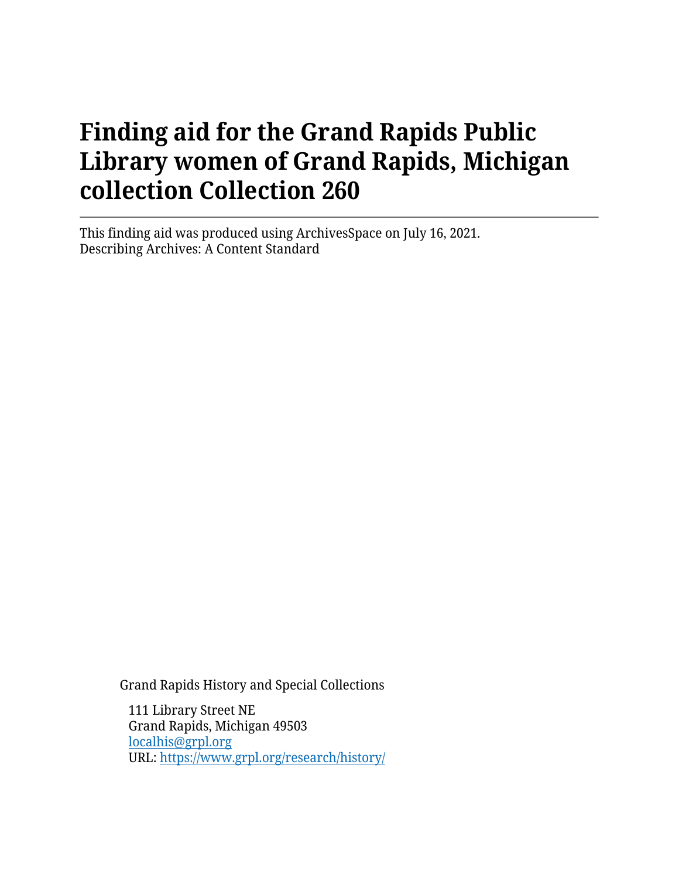# Finding aid for the Grand Rapids Public Library women of Grand Rapids, Michigan collection Collection 260

---

This finding aid was produced using ArchivesSpace on July 16, 2021.
Describing Archives: A Content Standard

Grand Rapids History and Special Collections

111 Library Street NE
Grand Rapids, Michigan 49503
[localhis@grpl.org](mailto:localhis@grpl.org)
URL: [https://www.grpl.org/research/history/](https://www.grpl.org/research/history/)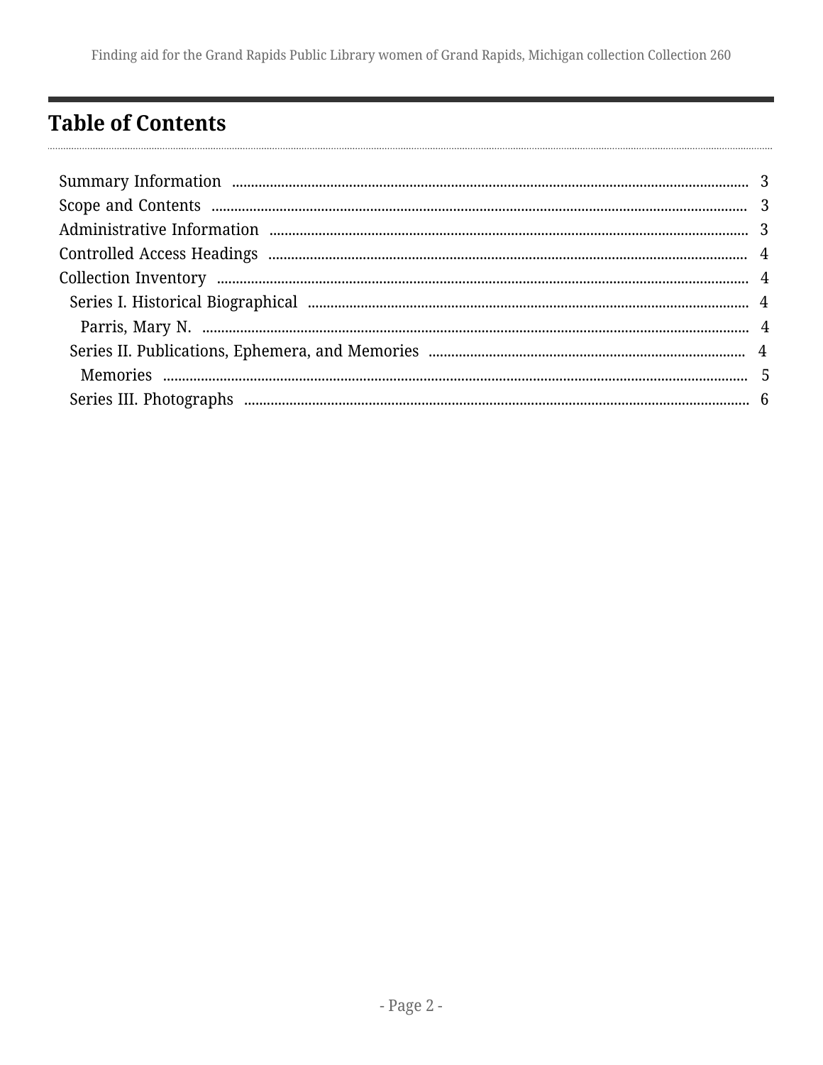## Table of Contents

- Summary Information ..... 3
- Scope and Contents ..... 3
- Administrative Information ..... 3
- Controlled Access Headings ..... 4
- Collection Inventory ..... 4
  - Series I. Historical Biographical ..... 4
    - Parris, Mary N. ..... 4
  - Series II. Publications, Ephemera, and Memories ..... 4
    - Memories ..... 5
  - Series III. Photographs ..... 6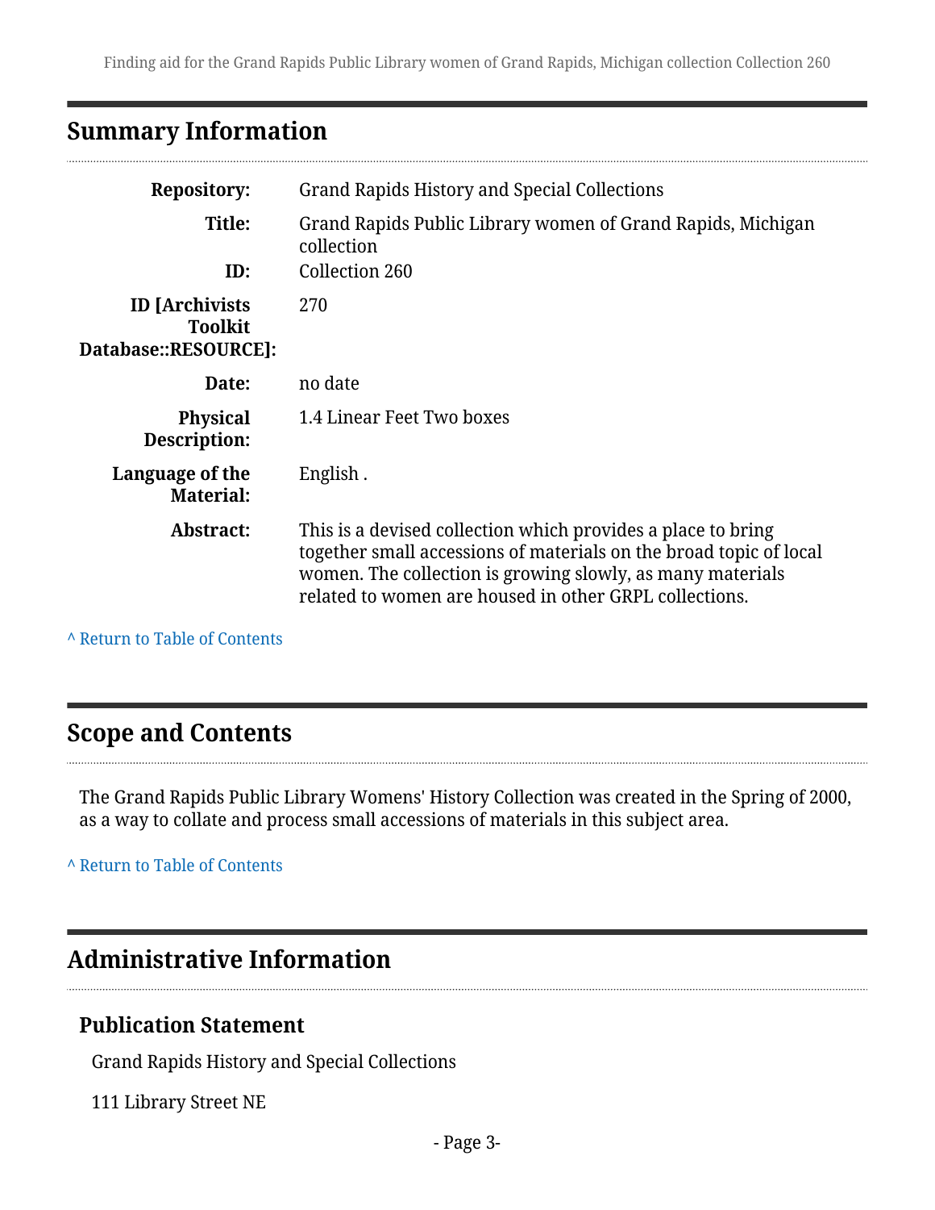## Summary Information

| | |
|---|---|
| **Repository:** | Grand Rapids History and Special Collections |
| **Title:** | Grand Rapids Public Library women of Grand Rapids, Michigan collection |
| **ID:** | Collection 260 |
| **ID [Archivists Toolkit Database::RESOURCE]:** | 270 |
| **Date:** | no date |
| **Physical Description:** | 1.4 Linear Feet Two boxes |
| **Language of the Material:** | English . |
| **Abstract:** | This is a devised collection which provides a place to bring together small accessions of materials on the broad topic of local women. The collection is growing slowly, as many materials related to women are housed in other GRPL collections. |

^ Return to Table of Contents

## Scope and Contents

The Grand Rapids Public Library Womens' History Collection was created in the Spring of 2000, as a way to collate and process small accessions of materials in this subject area.

^ Return to Table of Contents

## Administrative Information

### Publication Statement

Grand Rapids History and Special Collections

111 Library Street NE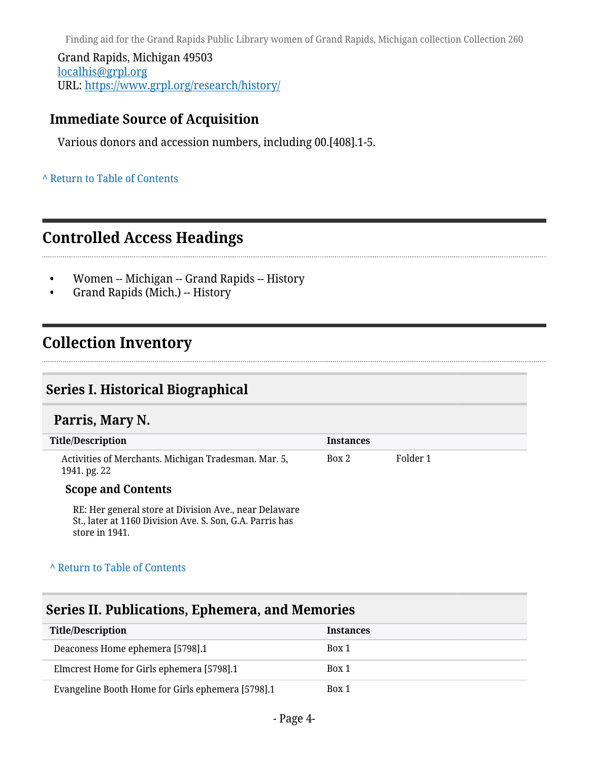Grand Rapids, Michigan 49503
localhis@grpl.org
URL: https://www.grpl.org/research/history/

### Immediate Source of Acquisition

Various donors and accession numbers, including 00.[408].1-5.

^ Return to Table of Contents

## Controlled Access Headings

- Women -- Michigan -- Grand Rapids -- History
- Grand Rapids (Mich.) -- History

## Collection Inventory

### Series I. Historical Biographical

#### Parris, Mary N.

| Title/Description | Instances | |
|---|---|---|
| Activities of Merchants. Michigan Tradesman. Mar. 5, 1941. pg. 22 | Box 2 | Folder 1 |

**Scope and Contents**

RE: Her general store at Division Ave., near Delaware St., later at 1160 Division Ave. S. Son, G.A. Parris has store in 1941.

^ Return to Table of Contents

### Series II. Publications, Ephemera, and Memories

| Title/Description | Instances |
|---|---|
| Deaconess Home ephemera [5798].1 | Box 1 |
| Elmcrest Home for Girls ephemera [5798].1 | Box 1 |
| Evangeline Booth Home for Girls ephemera [5798].1 | Box 1 |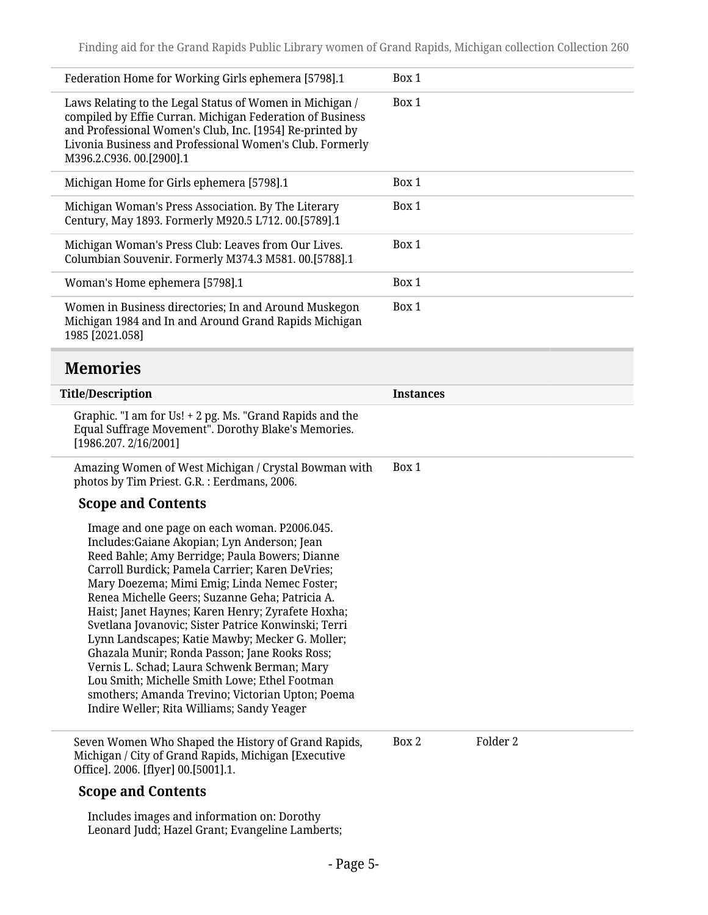| | | |
|---|---|---|
| Federation Home for Working Girls ephemera [5798].1 | Box 1 | |
| Laws Relating to the Legal Status of Women in Michigan / compiled by Effie Curran. Michigan Federation of Business and Professional Women's Club, Inc. [1954] Re-printed by Livonia Business and Professional Women's Club. Formerly M396.2.C936. 00.[2900].1 | Box 1 | |
| Michigan Home for Girls ephemera [5798].1 | Box 1 | |
| Michigan Woman's Press Association. By The Literary Century, May 1893. Formerly M920.5 L712. 00.[5789].1 | Box 1 | |
| Michigan Woman's Press Club: Leaves from Our Lives. Columbian Souvenir. Formerly M374.3 M581. 00.[5788].1 | Box 1 | |
| Woman's Home ephemera [5798].1 | Box 1 | |
| Women in Business directories; In and Around Muskegon Michigan 1984 and In and Around Grand Rapids Michigan 1985 [2021.058] | Box 1 | |

## Memories

| Title/Description | Instances | |
|---|---|---|
| Graphic. "I am for Us! + 2 pg. Ms. "Grand Rapids and the Equal Suffrage Movement". Dorothy Blake's Memories. [1986.207. 2/16/2001] | | |
| Amazing Women of West Michigan / Crystal Bowman with photos by Tim Priest. G.R. : Eerdmans, 2006. | Box 1 | |

### Scope and Contents

Image and one page on each woman. P2006.045. Includes:Gaiane Akopian; Lyn Anderson; Jean Reed Bahle; Amy Berridge; Paula Bowers; Dianne Carroll Burdick; Pamela Carrier; Karen DeVries; Mary Doezema; Mimi Emig; Linda Nemec Foster; Renea Michelle Geers; Suzanne Geha; Patricia A. Haist; Janet Haynes; Karen Henry; Zyrafete Hoxha; Svetlana Jovanovic; Sister Patrice Konwinski; Terri Lynn Landscapes; Katie Mawby; Mecker G. Moller; Ghazala Munir; Ronda Passon; Jane Rooks Ross; Vernis L. Schad; Laura Schwenk Berman; Mary Lou Smith; Michelle Smith Lowe; Ethel Footman smothers; Amanda Trevino; Victorian Upton; Poema Indire Weller; Rita Williams; Sandy Yeager

| | | |
|---|---|---|
| Seven Women Who Shaped the History of Grand Rapids, Michigan / City of Grand Rapids, Michigan [Executive Office]. 2006. [flyer] 00.[5001].1. | Box 2 | Folder 2 |

### Scope and Contents

Includes images and information on: Dorothy Leonard Judd; Hazel Grant; Evangeline Lamberts;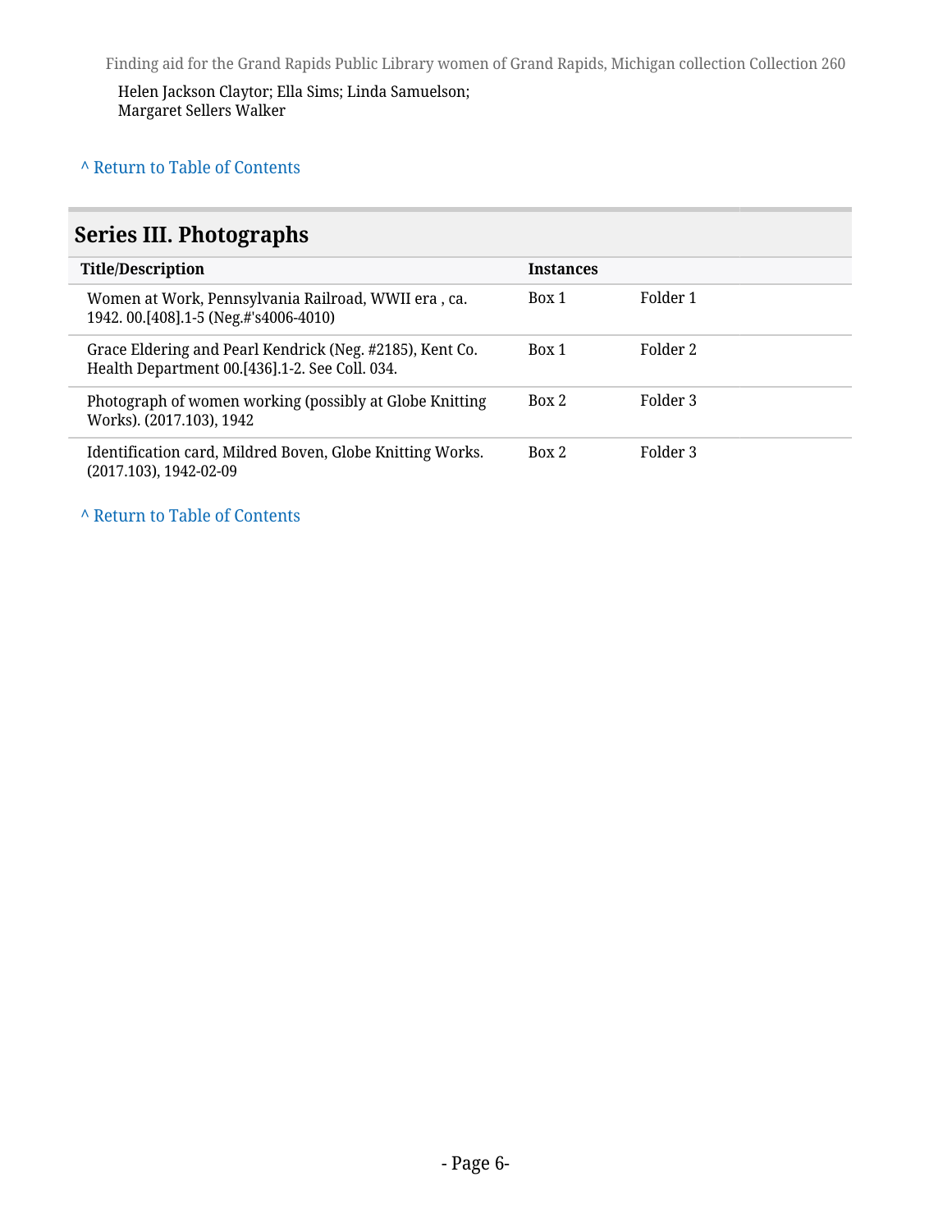Helen Jackson Claytor; Ella Sims; Linda Samuelson;
Margaret Sellers Walker

^ Return to Table of Contents

## Series III. Photographs

| Title/Description | Instances | |
|---|---|---|
| Women at Work, Pennsylvania Railroad, WWII era , ca. 1942. 00.[408].1-5 (Neg.#'s4006-4010) | Box 1 | Folder 1 |
| Grace Eldering and Pearl Kendrick (Neg. #2185), Kent Co. Health Department 00.[436].1-2. See Coll. 034. | Box 1 | Folder 2 |
| Photograph of women working (possibly at Globe Knitting Works). (2017.103), 1942 | Box 2 | Folder 3 |
| Identification card, Mildred Boven, Globe Knitting Works. (2017.103), 1942-02-09 | Box 2 | Folder 3 |

^ Return to Table of Contents